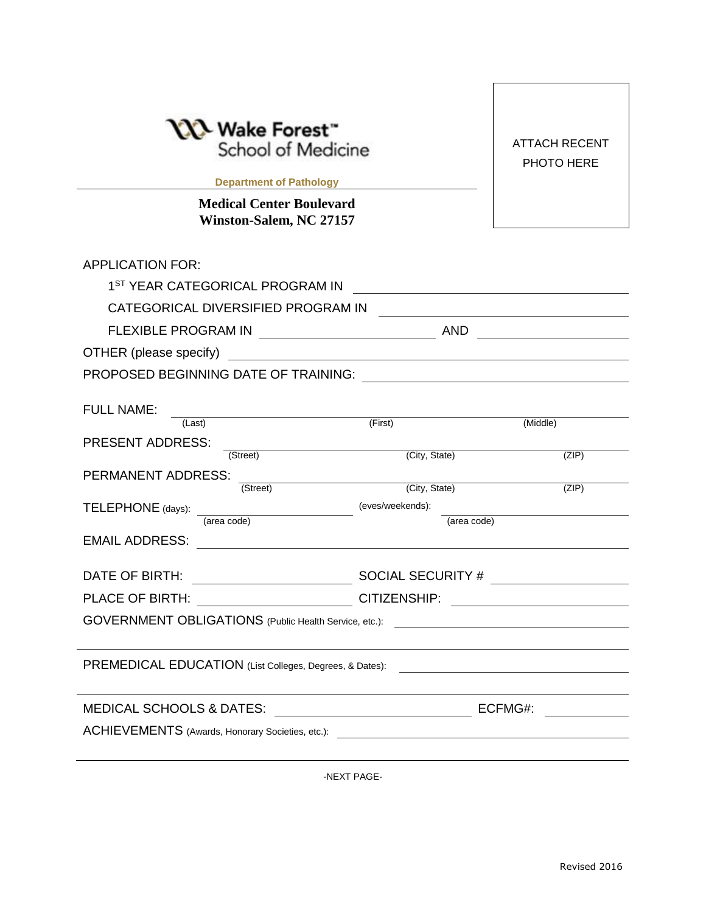Wake Forest™ School of Medicine

**Department of Pathology**

**Medical Center Boulevard**
**Winston-Salem, NC 27157**

ATTACH RECENT PHOTO HERE

APPLICATION FOR:

1ST YEAR CATEGORICAL PROGRAM IN ____________________

CATEGORICAL DIVERSIFIED PROGRAM IN ____________________

FLEXIBLE PROGRAM IN ____________________ AND ____________________

OTHER (please specify) ____________________

PROPOSED BEGINNING DATE OF TRAINING: ____________________

FULL NAME: ____________________
(Last) (First) (Middle)

PRESENT ADDRESS: ____________________
(Street) (City, State) (ZIP)

PERMANENT ADDRESS: ____________________
(Street) (City, State) (ZIP)

TELEPHONE (days): ____________________ (eves/weekends): ____________________
(area code) (area code)

EMAIL ADDRESS: ____________________

DATE OF BIRTH: ____________________ SOCIAL SECURITY # ____________________

PLACE OF BIRTH: ____________________ CITIZENSHIP: ____________________

GOVERNMENT OBLIGATIONS (Public Health Service, etc.): ____________________

PREMEDICAL EDUCATION (List Colleges, Degrees, & Dates): ____________________

MEDICAL SCHOOLS & DATES: ____________________ ECFMG#: ____________________

ACHIEVEMENTS (Awards, Honorary Societies, etc.): ____________________

-NEXT PAGE-

Revised 2016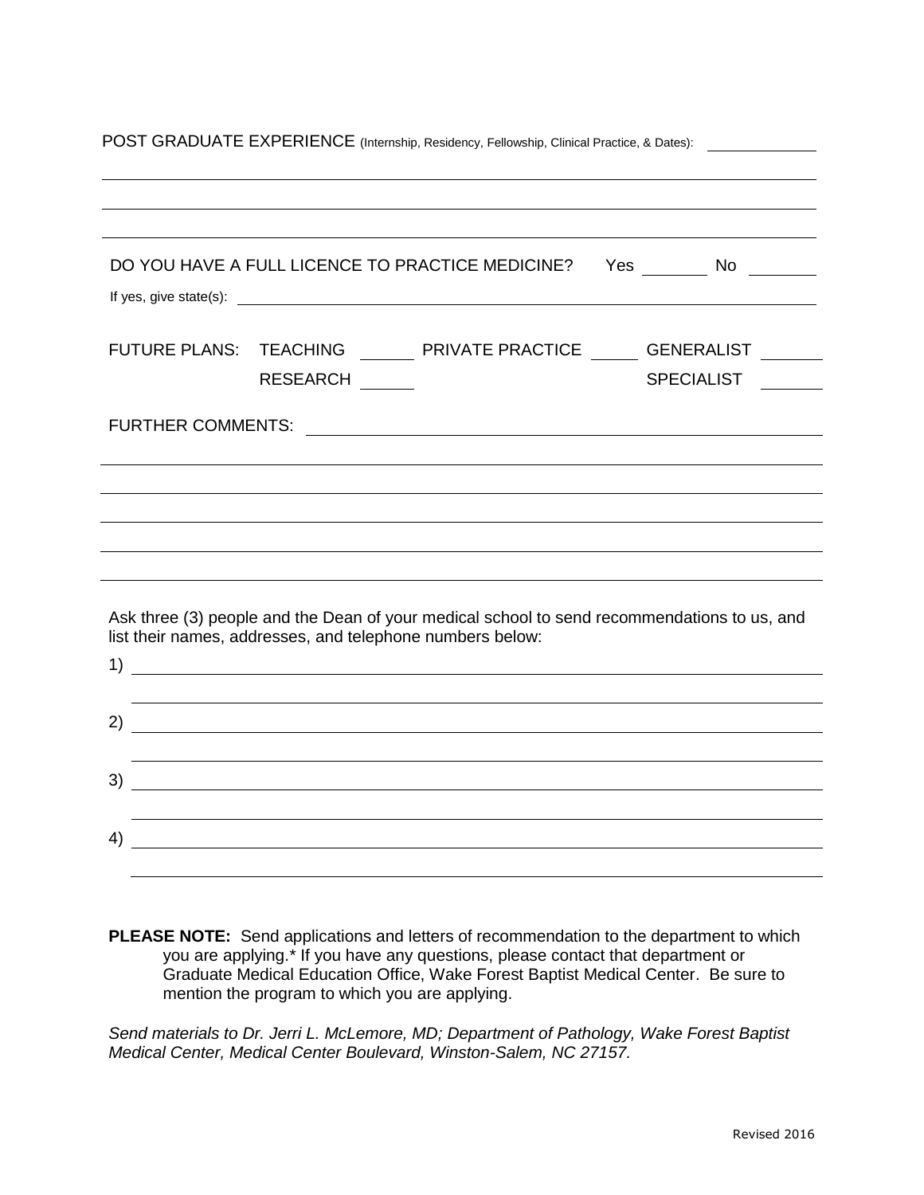POST GRADUATE EXPERIENCE (Internship, Residency, Fellowship, Clinical Practice, & Dates): ____________

______________________________________________________________________

______________________________________________________________________

______________________________________________________________________

DO YOU HAVE A FULL LICENCE TO PRACTICE MEDICINE? Yes ________ No ________

If yes, give state(s): ______________________________________________________________________

FUTURE PLANS: TEACHING ______ PRIVATE PRACTICE _____ GENERALIST _______

RESEARCH ______ SPECIALIST _______

FURTHER COMMENTS: ______________________________________________________________________

______________________________________________________________________

______________________________________________________________________

______________________________________________________________________

______________________________________________________________________

Ask three (3) people and the Dean of your medical school to send recommendations to us, and list their names, addresses, and telephone numbers below:

1) ______________________________________________________________________

______________________________________________________________________

2) ______________________________________________________________________

______________________________________________________________________

3) ______________________________________________________________________

______________________________________________________________________

4) ______________________________________________________________________

______________________________________________________________________

**PLEASE NOTE:** Send applications and letters of recommendation to the department to which you are applying.* If you have any questions, please contact that department or Graduate Medical Education Office, Wake Forest Baptist Medical Center. Be sure to mention the program to which you are applying.

*Send materials to Dr. Jerri L. McLemore, MD; Department of Pathology, Wake Forest Baptist Medical Center, Medical Center Boulevard, Winston-Salem, NC 27157.*

Revised 2016